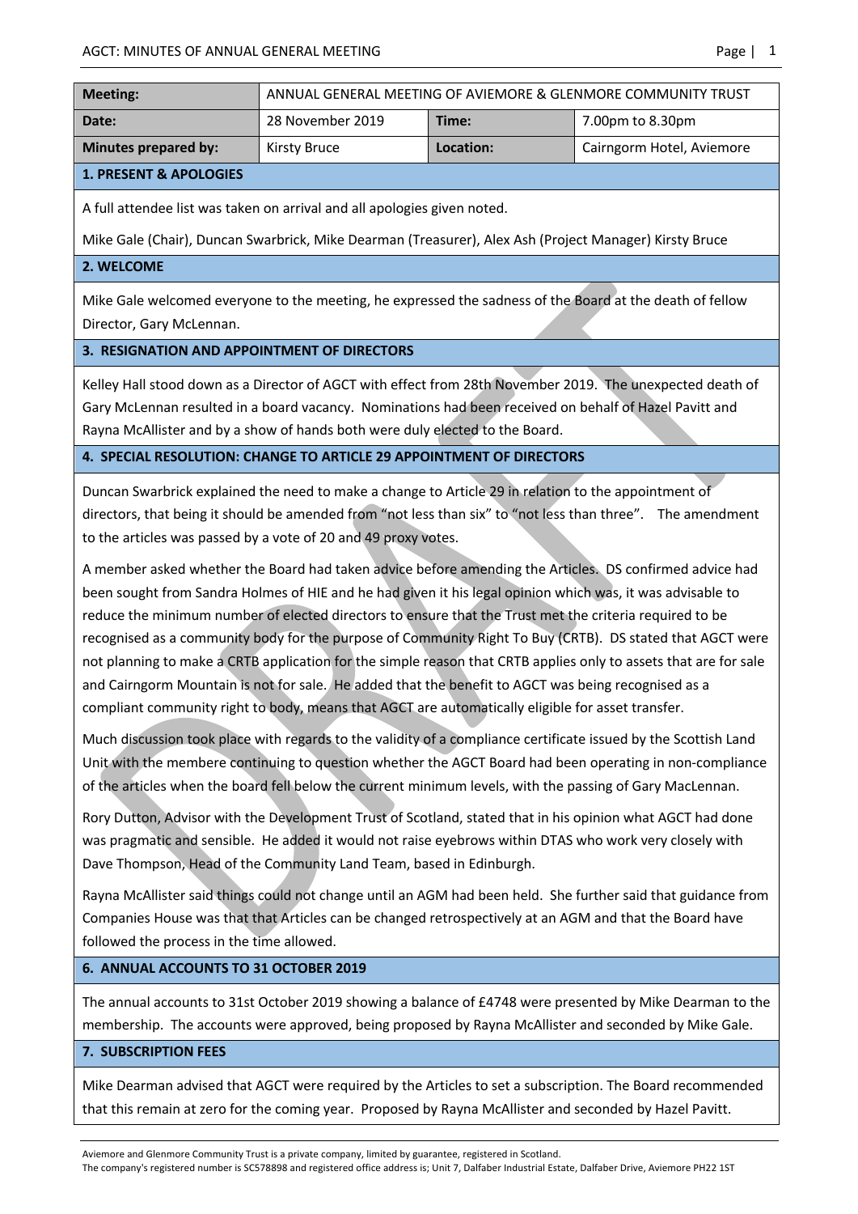| Meeting: | ANNUAL GENERAL MEETING OF AVIEMORE & GLENMORE COMMUNITY TRUST | | |
|---|---|---|---|
| Date: | 28 November 2019 | Time: | 7.00pm to 8.30pm |
| Minutes prepared by: | Kirsty Bruce | Location: | Cairngorm Hotel, Aviemore |

## 1. PRESENT & APOLOGIES

A full attendee list was taken on arrival and all apologies given noted.

Mike Gale (Chair), Duncan Swarbrick, Mike Dearman (Treasurer), Alex Ash (Project Manager) Kirsty Bruce

## 2. WELCOME

Mike Gale welcomed everyone to the meeting, he expressed the sadness of the Board at the death of fellow Director, Gary McLennan.

## 3. RESIGNATION AND APPOINTMENT OF DIRECTORS

Kelley Hall stood down as a Director of AGCT with effect from 28th November 2019. The unexpected death of Gary McLennan resulted in a board vacancy. Nominations had been received on behalf of Hazel Pavitt and Rayna McAllister and by a show of hands both were duly elected to the Board.

## 4. SPECIAL RESOLUTION: CHANGE TO ARTICLE 29 APPOINTMENT OF DIRECTORS

Duncan Swarbrick explained the need to make a change to Article 29 in relation to the appointment of directors, that being it should be amended from "not less than six" to "not less than three". The amendment to the articles was passed by a vote of 20 and 49 proxy votes.

A member asked whether the Board had taken advice before amending the Articles. DS confirmed advice had been sought from Sandra Holmes of HIE and he had given it his legal opinion which was, it was advisable to reduce the minimum number of elected directors to ensure that the Trust met the criteria required to be recognised as a community body for the purpose of Community Right To Buy (CRTB). DS stated that AGCT were not planning to make a CRTB application for the simple reason that CRTB applies only to assets that are for sale and Cairngorm Mountain is not for sale. He added that the benefit to AGCT was being recognised as a compliant community right to body, means that AGCT are automatically eligible for asset transfer.

Much discussion took place with regards to the validity of a compliance certificate issued by the Scottish Land Unit with the membere continuing to question whether the AGCT Board had been operating in non-compliance of the articles when the board fell below the current minimum levels, with the passing of Gary MacLennan.

Rory Dutton, Advisor with the Development Trust of Scotland, stated that in his opinion what AGCT had done was pragmatic and sensible. He added it would not raise eyebrows within DTAS who work very closely with Dave Thompson, Head of the Community Land Team, based in Edinburgh.

Rayna McAllister said things could not change until an AGM had been held. She further said that guidance from Companies House was that that Articles can be changed retrospectively at an AGM and that the Board have followed the process in the time allowed.

## 6. ANNUAL ACCOUNTS TO 31 OCTOBER 2019

The annual accounts to 31st October 2019 showing a balance of £4748 were presented by Mike Dearman to the membership. The accounts were approved, being proposed by Rayna McAllister and seconded by Mike Gale.

## 7. SUBSCRIPTION FEES

Mike Dearman advised that AGCT were required by the Articles to set a subscription. The Board recommended that this remain at zero for the coming year. Proposed by Rayna McAllister and seconded by Hazel Pavitt.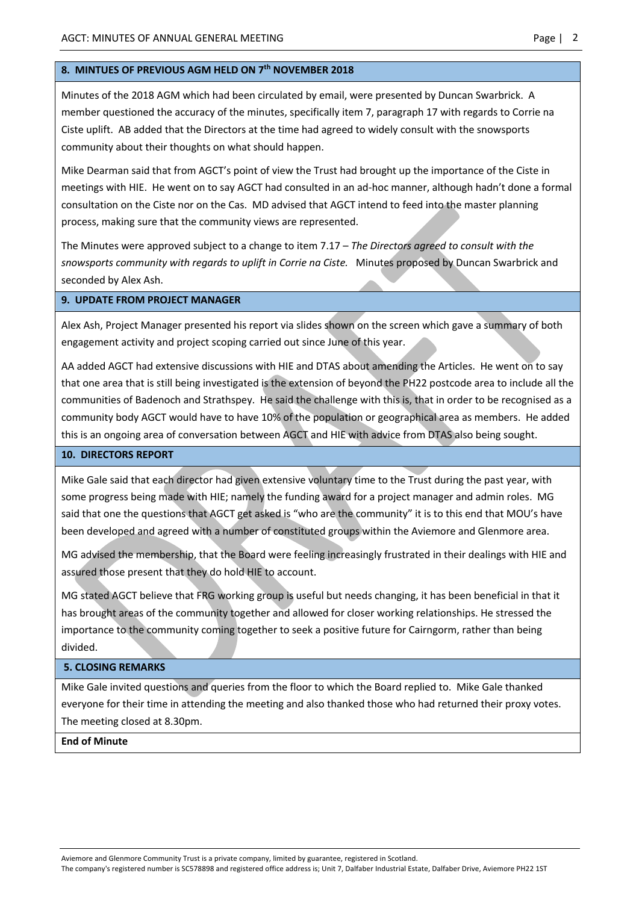## 8. MINTUES OF PREVIOUS AGM HELD ON 7th NOVEMBER 2018

Minutes of the 2018 AGM which had been circulated by email, were presented by Duncan Swarbrick. A member questioned the accuracy of the minutes, specifically item 7, paragraph 17 with regards to Corrie na Ciste uplift. AB added that the Directors at the time had agreed to widely consult with the snowsports community about their thoughts on what should happen.

Mike Dearman said that from AGCT's point of view the Trust had brought up the importance of the Ciste in meetings with HIE. He went on to say AGCT had consulted in an ad-hoc manner, although hadn't done a formal consultation on the Ciste nor on the Cas. MD advised that AGCT intend to feed into the master planning process, making sure that the community views are represented.

The Minutes were approved subject to a change to item 7.17 – *The Directors agreed to consult with the snowsports community with regards to uplift in Corrie na Ciste.* Minutes proposed by Duncan Swarbrick and seconded by Alex Ash.

## 9. UPDATE FROM PROJECT MANAGER

Alex Ash, Project Manager presented his report via slides shown on the screen which gave a summary of both engagement activity and project scoping carried out since June of this year.

AA added AGCT had extensive discussions with HIE and DTAS about amending the Articles. He went on to say that one area that is still being investigated is the extension of beyond the PH22 postcode area to include all the communities of Badenoch and Strathspey. He said the challenge with this is, that in order to be recognised as a community body AGCT would have to have 10% of the population or geographical area as members. He added this is an ongoing area of conversation between AGCT and HIE with advice from DTAS also being sought.

## 10. DIRECTORS REPORT

Mike Gale said that each director had given extensive voluntary time to the Trust during the past year, with some progress being made with HIE; namely the funding award for a project manager and admin roles. MG said that one the questions that AGCT get asked is "who are the community" it is to this end that MOU's have been developed and agreed with a number of constituted groups within the Aviemore and Glenmore area.

MG advised the membership, that the Board were feeling increasingly frustrated in their dealings with HIE and assured those present that they do hold HIE to account.

MG stated AGCT believe that FRG working group is useful but needs changing, it has been beneficial in that it has brought areas of the community together and allowed for closer working relationships. He stressed the importance to the community coming together to seek a positive future for Cairngorm, rather than being divided.

## 5. CLOSING REMARKS

Mike Gale invited questions and queries from the floor to which the Board replied to. Mike Gale thanked everyone for their time in attending the meeting and also thanked those who had returned their proxy votes. The meeting closed at 8.30pm.

**End of Minute**

Aviemore and Glenmore Community Trust is a private company, limited by guarantee, registered in Scotland.
The company's registered number is SC578898 and registered office address is; Unit 7, Dalfaber Industrial Estate, Dalfaber Drive, Aviemore PH22 1ST